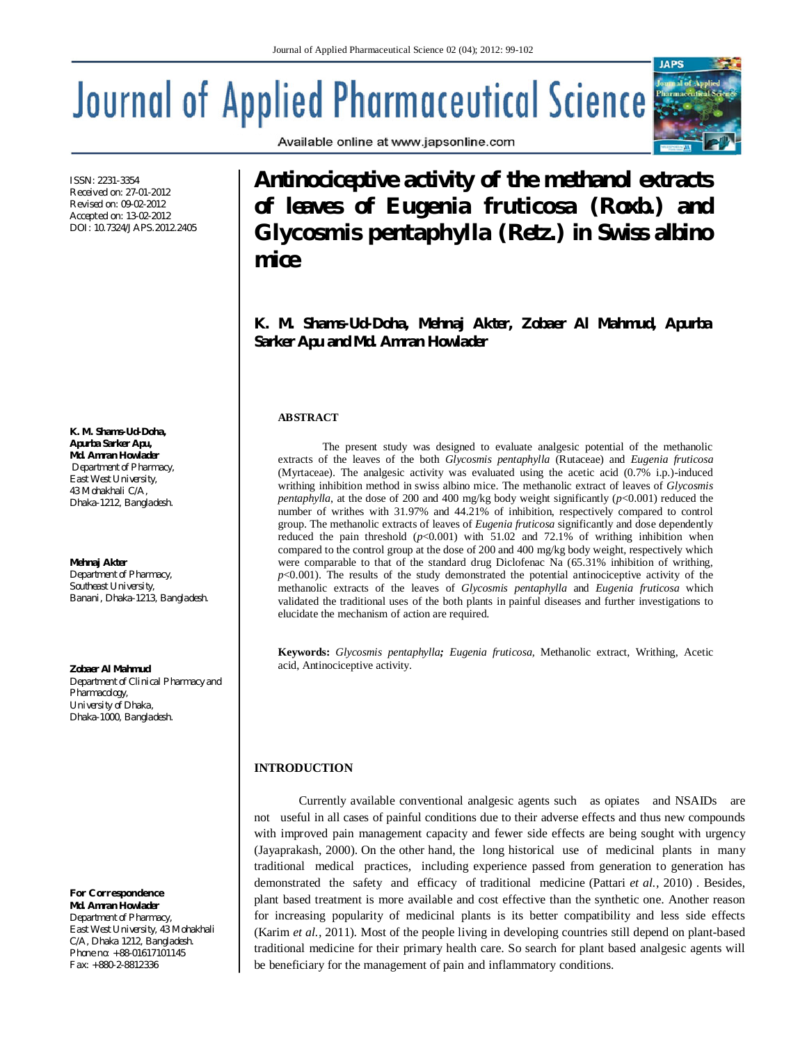# Antinociceptive activity of the methanol extracts of leaves of *Eugenia fruticosa* (Roxb.) and *Glycosmis pentaphylla* (Retz.) in Swiss albino mice

**K. M. Shams-Ud-Doha, Mehnaj Akter, Zobaer Al Mahmud, Apurba Sarker Apu and Md. Amran Howlader**

ISSN: 2231-3354
Received on: 27-01-2012
Revised on: 09-02-2012
Accepted on: 13-02-2012
DOI: 10.7324/JAPS.2012.2405

**K. M. Shams-Ud-Doha, Apurba Sarker Apu, Md. Amran Howlader**
Department of Pharmacy,
East West University,
43 Mohakhali C/A,
Dhaka-1212, Bangladesh.

**Mehnaj Akter**
Department of Pharmacy,
Southeast University,
Banani, Dhaka-1213, Bangladesh.

**Zobaer Al Mahmud**
Department of Clinical Pharmacy and Pharmacology,
University of Dhaka,
Dhaka-1000, Bangladesh.

**For Correspondence**
**Md. Amran Howlader**
Department of Pharmacy,
East West University, 43 Mohakhali C/A, Dhaka 1212, Bangladesh.
Phone no: +88-01617101145
Fax: +880-2-8812336

## ABSTRACT

The present study was designed to evaluate analgesic potential of the methanolic extracts of the leaves of the both *Glycosmis pentaphylla* (Rutaceae) and *Eugenia fruticosa* (Myrtaceae). The analgesic activity was evaluated using the acetic acid (0.7% i.p.)-induced writhing inhibition method in swiss albino mice. The methanolic extract of leaves of *Glycosmis pentaphylla*, at the dose of 200 and 400 mg/kg body weight significantly ($p$<0.001) reduced the number of writhes with 31.97% and 44.21% of inhibition, respectively compared to control group. The methanolic extracts of leaves of *Eugenia fruticosa* significantly and dose dependently reduced the pain threshold ($p$<0.001) with 51.02 and 72.1% of writhing inhibition when compared to the control group at the dose of 200 and 400 mg/kg body weight, respectively which were comparable to that of the standard drug Diclofenac Na (65.31% inhibition of writhing, $p$<0.001). The results of the study demonstrated the potential antinociceptive activity of the methanolic extracts of the leaves of *Glycosmis pentaphylla* and *Eugenia fruticosa* which validated the traditional uses of the both plants in painful diseases and further investigations to elucidate the mechanism of action are required.

**Keywords:** *Glycosmis pentaphylla*; *Eugenia fruticosa,* Methanolic extract, Writhing, Acetic acid, Antinociceptive activity.

## INTRODUCTION

Currently available conventional analgesic agents such as opiates and NSAIDs are not useful in all cases of painful conditions due to their adverse effects and thus new compounds with improved pain management capacity and fewer side effects are being sought with urgency (Jayaprakash, 2000). On the other hand, the long historical use of medicinal plants in many traditional medical practices, including experience passed from generation to generation has demonstrated the safety and efficacy of traditional medicine (Pattari *et al.*, 2010) . Besides, plant based treatment is more available and cost effective than the synthetic one. Another reason for increasing popularity of medicinal plants is its better compatibility and less side effects (Karim *et al.*, 2011). Most of the people living in developing countries still depend on plant-based traditional medicine for their primary health care. So search for plant based analgesic agents will be beneficiary for the management of pain and inflammatory conditions.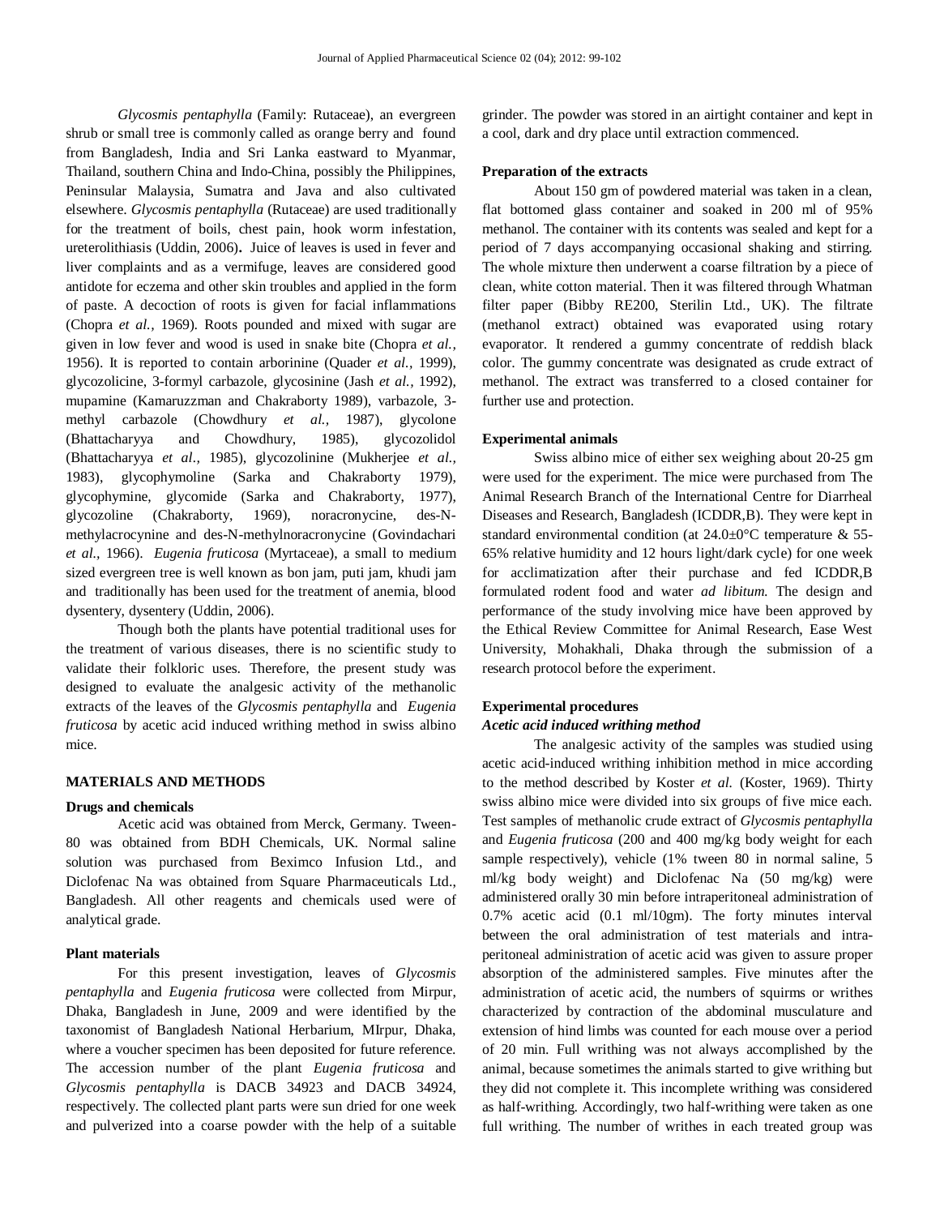*Glycosmis pentaphylla* (Family: Rutaceae), an evergreen shrub or small tree is commonly called as orange berry and found from Bangladesh, India and Sri Lanka eastward to Myanmar, Thailand, southern China and Indo-China, possibly the Philippines, Peninsular Malaysia, Sumatra and Java and also cultivated elsewhere. *Glycosmis pentaphylla* (Rutaceae) are used traditionally for the treatment of boils, chest pain, hook worm infestation, ureterolithiasis (Uddin, 2006). Juice of leaves is used in fever and liver complaints and as a vermifuge, leaves are considered good antidote for eczema and other skin troubles and applied in the form of paste. A decoction of roots is given for facial inflammations (Chopra *et al.*, 1969). Roots pounded and mixed with sugar are given in low fever and wood is used in snake bite (Chopra *et al.*, 1956). It is reported to contain arborinine (Quader *et al.*, 1999), glycozolicine, 3-formyl carbazole, glycosinine (Jash *et al.*, 1992), mupamine (Kamaruzzman and Chakraborty 1989), varbazole, 3-methyl carbazole (Chowdhury *et al.*, 1987), glycolone (Bhattacharyya and Chowdhury, 1985), glycozolidol (Bhattacharyya *et al.*, 1985), glycozolinine (Mukherjee *et al.*, 1983), glycophymoline (Sarka and Chakraborty 1979), glycophymine, glycomide (Sarka and Chakraborty, 1977), glycozoline (Chakraborty, 1969), noracronycine, des-N-methylacrocynine and des-N-methylnoracronycine (Govindachari *et al.*, 1966). *Eugenia fruticosa* (Myrtaceae), a small to medium sized evergreen tree is well known as bon jam, puti jam, khudi jam and traditionally has been used for the treatment of anemia, blood dysentery, dysentery (Uddin, 2006).

Though both the plants have potential traditional uses for the treatment of various diseases, there is no scientific study to validate their folkloric uses. Therefore, the present study was designed to evaluate the analgesic activity of the methanolic extracts of the leaves of the *Glycosmis pentaphylla* and *Eugenia fruticosa* by acetic acid induced writhing method in swiss albino mice.

## MATERIALS AND METHODS

### Drugs and chemicals

Acetic acid was obtained from Merck, Germany. Tween-80 was obtained from BDH Chemicals, UK. Normal saline solution was purchased from Beximco Infusion Ltd., and Diclofenac Na was obtained from Square Pharmaceuticals Ltd., Bangladesh. All other reagents and chemicals used were of analytical grade.

### Plant materials

For this present investigation, leaves of *Glycosmis pentaphylla* and *Eugenia fruticosa* were collected from Mirpur, Dhaka, Bangladesh in June, 2009 and were identified by the taxonomist of Bangladesh National Herbarium, MIrpur, Dhaka, where a voucher specimen has been deposited for future reference. The accession number of the plant *Eugenia fruticosa* and *Glycosmis pentaphylla* is DACB 34923 and DACB 34924, respectively. The collected plant parts were sun dried for one week and pulverized into a coarse powder with the help of a suitable grinder. The powder was stored in an airtight container and kept in a cool, dark and dry place until extraction commenced.

### Preparation of the extracts

About 150 gm of powdered material was taken in a clean, flat bottomed glass container and soaked in 200 ml of 95% methanol. The container with its contents was sealed and kept for a period of 7 days accompanying occasional shaking and stirring. The whole mixture then underwent a coarse filtration by a piece of clean, white cotton material. Then it was filtered through Whatman filter paper (Bibby RE200, Sterilin Ltd., UK). The filtrate (methanol extract) obtained was evaporated using rotary evaporator. It rendered a gummy concentrate of reddish black color. The gummy concentrate was designated as crude extract of methanol. The extract was transferred to a closed container for further use and protection.

### Experimental animals

Swiss albino mice of either sex weighing about 20-25 gm were used for the experiment. The mice were purchased from The Animal Research Branch of the International Centre for Diarrheal Diseases and Research, Bangladesh (ICDDR,B). They were kept in standard environmental condition (at 24.0±0°C temperature & 55-65% relative humidity and 12 hours light/dark cycle) for one week for acclimatization after their purchase and fed ICDDR,B formulated rodent food and water *ad libitum*. The design and performance of the study involving mice have been approved by the Ethical Review Committee for Animal Research, Ease West University, Mohakhali, Dhaka through the submission of a research protocol before the experiment.

### Experimental procedures

#### *Acetic acid induced writhing method*

The analgesic activity of the samples was studied using acetic acid-induced writhing inhibition method in mice according to the method described by Koster *et al.* (Koster, 1969). Thirty swiss albino mice were divided into six groups of five mice each. Test samples of methanolic crude extract of *Glycosmis pentaphylla* and *Eugenia fruticosa* (200 and 400 mg/kg body weight for each sample respectively), vehicle (1% tween 80 in normal saline, 5 ml/kg body weight) and Diclofenac Na (50 mg/kg) were administered orally 30 min before intraperitoneal administration of 0.7% acetic acid (0.1 ml/10gm). The forty minutes interval between the oral administration of test materials and intra-peritoneal administration of acetic acid was given to assure proper absorption of the administered samples. Five minutes after the administration of acetic acid, the numbers of squirms or writhes characterized by contraction of the abdominal musculature and extension of hind limbs was counted for each mouse over a period of 20 min. Full writhing was not always accomplished by the animal, because sometimes the animals started to give writhing but they did not complete it. This incomplete writhing was considered as half-writhing. Accordingly, two half-writhing were taken as one full writhing. The number of writhes in each treated group was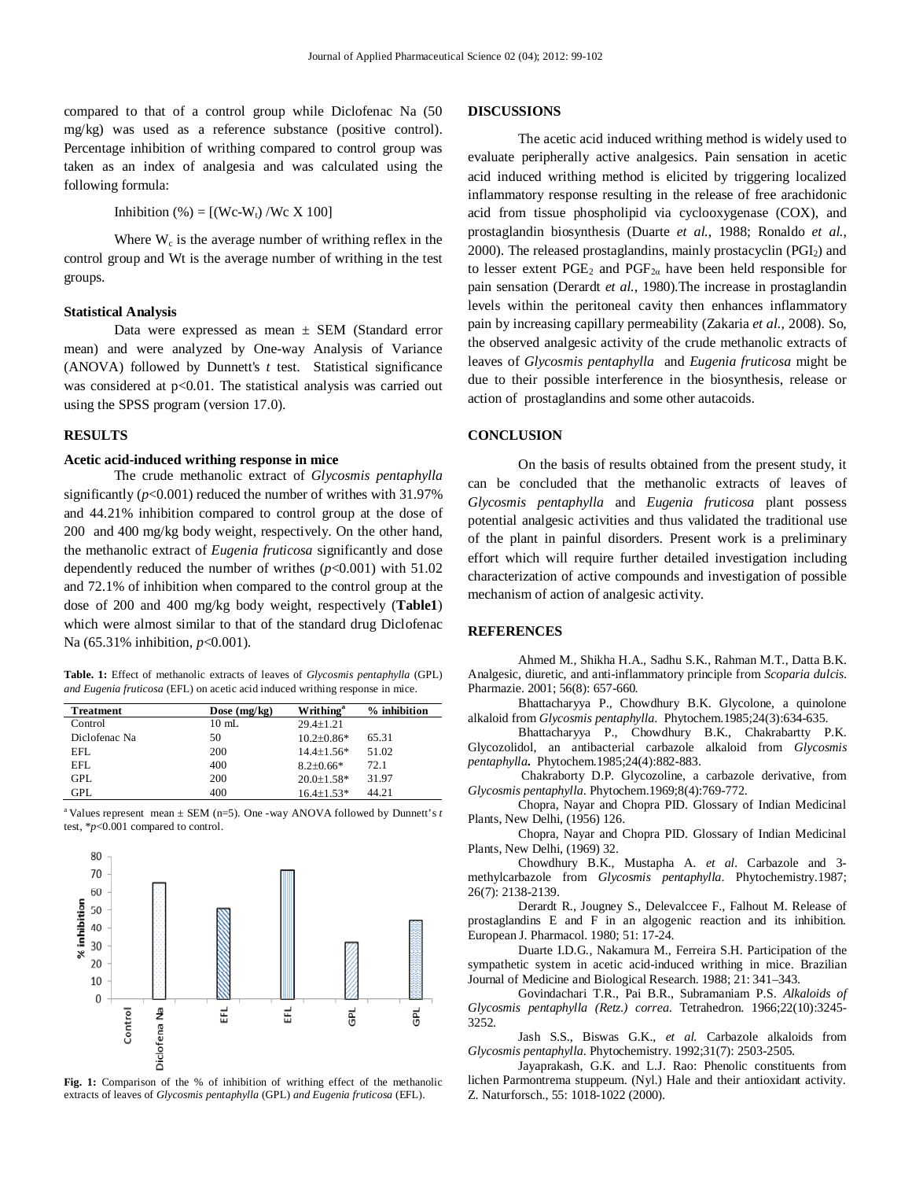compared to that of a control group while Diclofenac Na (50 mg/kg) was used as a reference substance (positive control). Percentage inhibition of writhing compared to control group was taken as an index of analgesia and was calculated using the following formula:

Inhibition (%) = [(Wc-$W_t$) /Wc X 100]

Where $W_c$ is the average number of writhing reflex in the control group and Wt is the average number of writhing in the test groups.

### Statistical Analysis

Data were expressed as mean ± SEM (Standard error mean) and were analyzed by One-way Analysis of Variance (ANOVA) followed by Dunnett's *t* test. Statistical significance was considered at $p<0.01$. The statistical analysis was carried out using the SPSS program (version 17.0).

## RESULTS

### Acetic acid-induced writhing response in mice

The crude methanolic extract of *Glycosmis pentaphylla* significantly ($p<0.001$) reduced the number of writhes with 31.97% and 44.21% inhibition compared to control group at the dose of 200 and 400 mg/kg body weight, respectively. On the other hand, the methanolic extract of *Eugenia fruticosa* significantly and dose dependently reduced the number of writhes ($p<0.001$) with 51.02 and 72.1% of inhibition when compared to the control group at the dose of 200 and 400 mg/kg body weight, respectively (**Table1**) which were almost similar to that of the standard drug Diclofenac Na (65.31% inhibition, $p<0.001$).

**Table. 1:** Effect of methanolic extracts of leaves of *Glycosmis pentaphylla* (GPL) *and Eugenia fruticosa* (EFL) on acetic acid induced writhing response in mice.

| Treatment | Dose (mg/kg) | Writhing[a] | % inhibition |
|---|---|---|---|
| Control | 10 mL | 29.4±1.21 | |
| Diclofenac Na | 50 | 10.2±0.86* | 65.31 |
| EFL | 200 | 14.4±1.56* | 51.02 |
| EFL | 400 | 8.2±0.66* | 72.1 |
| GPL | 200 | 20.0±1.58* | 31.97 |
| GPL | 400 | 16.4±1.53* | 44.21 |

[a] Values represent mean ± SEM (n=5). One -way ANOVA followed by Dunnett's *t* test, *$p<0.001$ compared to control.

**Fig. 1:** Comparison of the % of inhibition of writhing effect of the methanolic extracts of leaves of *Glycosmis pentaphylla* (GPL) *and Eugenia fruticosa* (EFL).

## DISCUSSIONS

The acetic acid induced writhing method is widely used to evaluate peripherally active analgesics. Pain sensation in acetic acid induced writhing method is elicited by triggering localized inflammatory response resulting in the release of free arachidonic acid from tissue phospholipid via cyclooxygenase (COX), and prostaglandin biosynthesis (Duarte *et al.,* 1988; Ronaldo *et al.,* 2000). The released prostaglandins, mainly prostacyclin ($PGI_2$) and to lesser extent $PGE_2$ and $PGF_{2\alpha}$ have been held responsible for pain sensation (Derardt *et al.,* 1980).The increase in prostaglandin levels within the peritoneal cavity then enhances inflammatory pain by increasing capillary permeability (Zakaria *et al.,* 2008). So, the observed analgesic activity of the crude methanolic extracts of leaves of *Glycosmis pentaphylla* and *Eugenia fruticosa* might be due to their possible interference in the biosynthesis, release or action of prostaglandins and some other autacoids.

## CONCLUSION

On the basis of results obtained from the present study, it can be concluded that the methanolic extracts of leaves of *Glycosmis pentaphylla* and *Eugenia fruticosa* plant possess potential analgesic activities and thus validated the traditional use of the plant in painful disorders. Present work is a preliminary effort which will require further detailed investigation including characterization of active compounds and investigation of possible mechanism of action of analgesic activity.

## REFERENCES

Ahmed M., Shikha H.A., Sadhu S.K., Rahman M.T., Datta B.K. Analgesic, diuretic, and anti-inflammatory principle from *Scoparia dulcis*. Pharmazie. 2001; 56(8): 657-660.

Bhattacharyya P., Chowdhury B.K. Glycolone, a quinolone alkaloid from *Glycosmis pentaphylla*. Phytochem.1985;24(3):634-635.

Bhattacharyya P., Chowdhury B.K., Chakrabartty P.K. Glycozolidol, an antibacterial carbazole alkaloid from *Glycosmis pentaphylla***.** Phytochem.1985;24(4):882-883.

Chakraborty D.P. Glycozoline, a carbazole derivative, from *Glycosmis pentaphylla*. Phytochem.1969;8(4):769-772.

Chopra, Nayar and Chopra PID. Glossary of Indian Medicinal Plants, New Delhi, (1956) 126.

Chopra, Nayar and Chopra PID. Glossary of Indian Medicinal Plants, New Delhi, (1969) 32.

Chowdhury B.K., Mustapha A. *et al*. Carbazole and 3-methylcarbazole from *Glycosmis pentaphylla*. Phytochemistry.1987; 26(7): 2138-2139.

Derardt R., Jougney S., Delevalccee F., Falhout M. Release of prostaglandins E and F in an algogenic reaction and its inhibition. European J. Pharmacol. 1980; 51: 17-24.

Duarte I.D.G., Nakamura M., Ferreira S.H. Participation of the sympathetic system in acetic acid-induced writhing in mice. Brazilian Journal of Medicine and Biological Research. 1988; 21: 341–343.

Govindachari T.R., Pai B.R., Subramaniam P.S. *Alkaloids of Glycosmis pentaphylla (Retz.) correa.* Tetrahedron. 1966;22(10):3245-3252.

Jash S.S., Biswas G.K., *et al.* Carbazole alkaloids from *Glycosmis pentaphylla*. Phytochemistry. 1992;31(7): 2503-2505.

Jayaprakash, G.K. and L.J. Rao: Phenolic constituents from lichen Parmontrema stuppeum. (Nyl.) Hale and their antioxidant activity. Z. Naturforsch., 55: 1018-1022 (2000).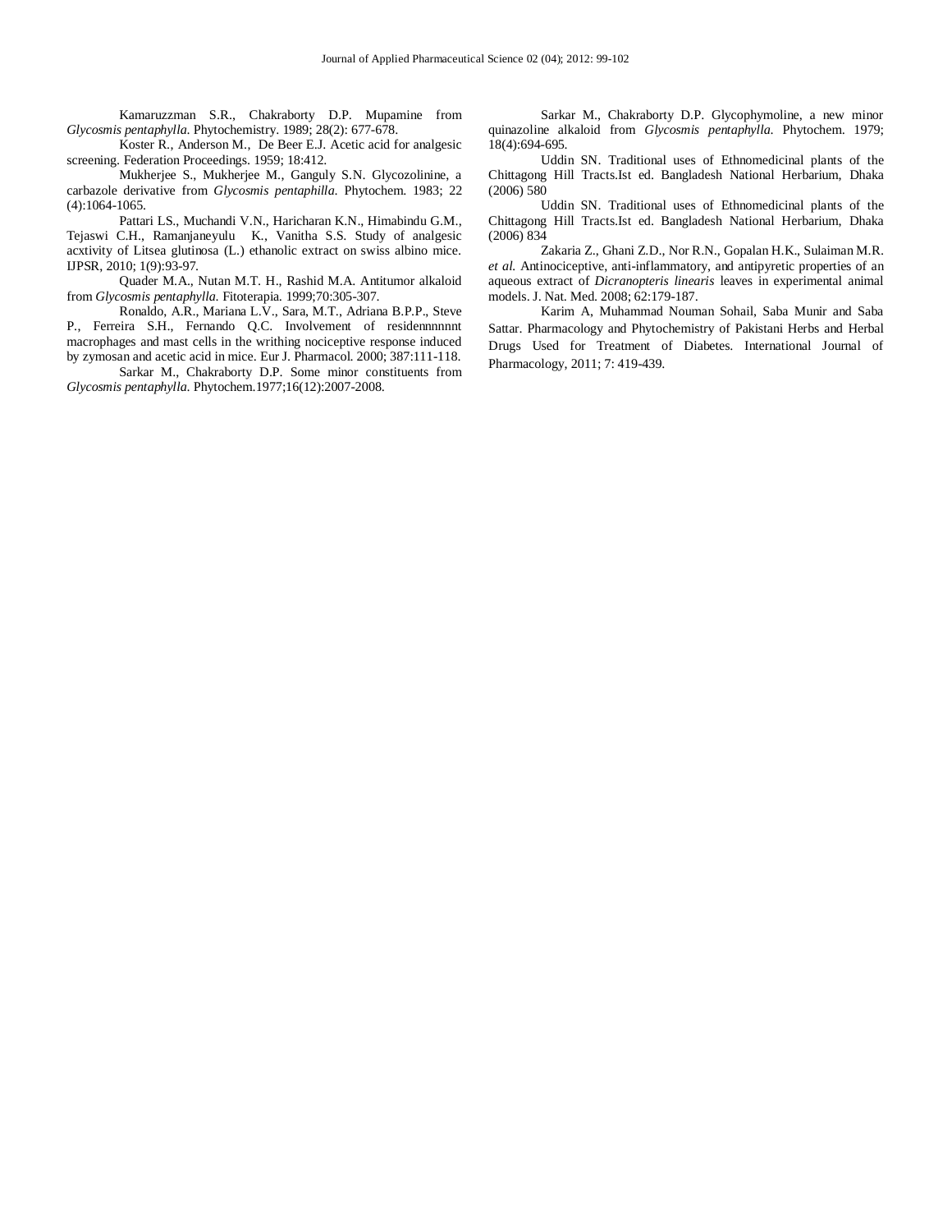Kamaruzzman S.R., Chakraborty D.P. Mupamine from *Glycosmis pentaphylla.* Phytochemistry. 1989; 28(2): 677-678.

Koster R., Anderson M., De Beer E.J. Acetic acid for analgesic screening. Federation Proceedings. 1959; 18:412.

Mukherjee S., Mukherjee M., Ganguly S.N. Glycozolinine, a carbazole derivative from *Glycosmis pentaphilla.* Phytochem. 1983; 22 (4):1064-1065.

Pattari LS., Muchandi V.N., Haricharan K.N., Himabindu G.M., Tejaswi C.H., Ramanjaneyulu K., Vanitha S.S. Study of analgesic acxtivity of Litsea glutinosa (L.) ethanolic extract on swiss albino mice. IJPSR, 2010; 1(9):93-97.

Quader M.A., Nutan M.T. H., Rashid M.A. Antitumor alkaloid from *Glycosmis pentaphylla.* Fitoterapia. 1999;70:305-307.

Ronaldo, A.R., Mariana L.V., Sara, M.T., Adriana B.P.P., Steve P., Ferreira S.H., Fernando Q.C. Involvement of residennnnnnt macrophages and mast cells in the writhing nociceptive response induced by zymosan and acetic acid in mice. Eur J. Pharmacol. 2000; 387:111-118.

Sarkar M., Chakraborty D.P. Some minor constituents from *Glycosmis pentaphylla.* Phytochem.1977;16(12):2007-2008.

Sarkar M., Chakraborty D.P. Glycophymoline, a new minor quinazoline alkaloid from *Glycosmis pentaphylla.* Phytochem. 1979; 18(4):694-695.

Uddin SN. Traditional uses of Ethnomedicinal plants of the Chittagong Hill Tracts.Ist ed. Bangladesh National Herbarium, Dhaka (2006) 580

Uddin SN. Traditional uses of Ethnomedicinal plants of the Chittagong Hill Tracts.Ist ed. Bangladesh National Herbarium, Dhaka (2006) 834

Zakaria Z., Ghani Z.D., Nor R.N., Gopalan H.K., Sulaiman M.R. *et al.* Antinociceptive, anti-inflammatory, and antipyretic properties of an aqueous extract of *Dicranopteris linearis* leaves in experimental animal models. J. Nat. Med. 2008; 62:179-187.

Karim A, Muhammad Nouman Sohail, Saba Munir and Saba Sattar. Pharmacology and Phytochemistry of Pakistani Herbs and Herbal Drugs Used for Treatment of Diabetes. International Journal of Pharmacology, 2011; 7: 419-439.